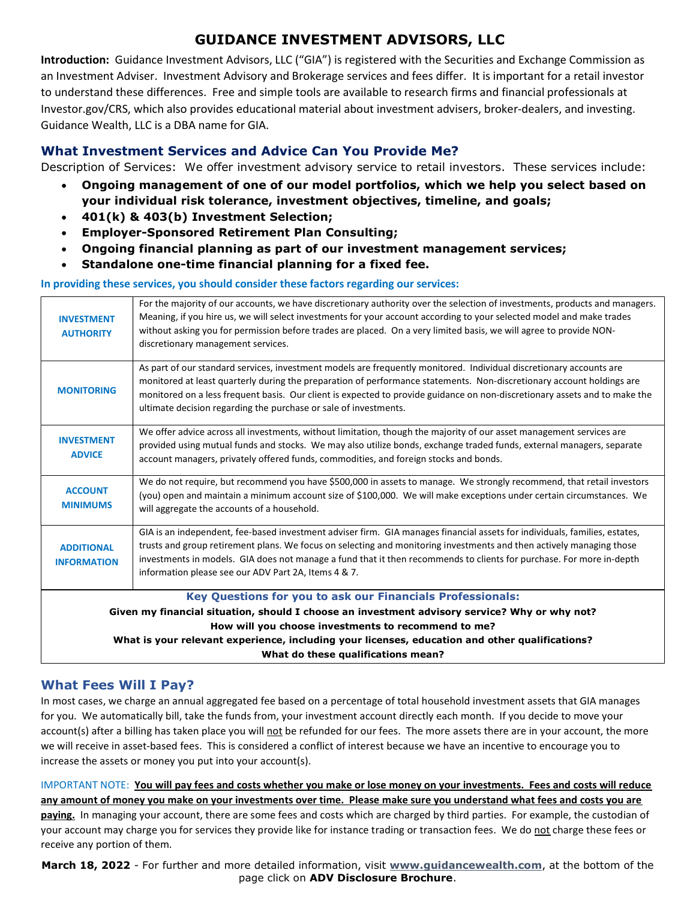# GUIDANCE INVESTMENT ADVISORS, LLC

**Introduction:** Guidance Investment Advisors, LLC ("GIA") is registered with the Securities and Exchange Commission as an Investment Adviser. Investment Advisory and Brokerage services and fees differ. It is important for a retail investor to understand these differences. Free and simple tools are available to research firms and financial professionals at Investor.gov/CRS, which also provides educational material about investment advisers, broker-dealers, and investing. Guidance Wealth, LLC is a DBA name for GIA.

## What Investment Services and Advice Can You Provide Me?

Description of Services: We offer investment advisory service to retail investors. These services include:

- **Ongoing management of one of our model portfolios, which we help you select based on your individual risk tolerance, investment objectives, timeline, and goals;**
- **401(k) & 403(b) Investment Selection;**
- **Employer-Sponsored Retirement Plan Consulting;**
- **Ongoing financial planning as part of our investment management services;**
- **Standalone one-time financial planning for a fixed fee.**

**In providing these services, you should consider these factors regarding our services:**

| | |
|---|---|
| **INVESTMENT AUTHORITY** | For the majority of our accounts, we have discretionary authority over the selection of investments, products and managers. Meaning, if you hire us, we will select investments for your account according to your selected model and make trades without asking you for permission before trades are placed. On a very limited basis, we will agree to provide NON-discretionary management services. |
| **MONITORING** | As part of our standard services, investment models are frequently monitored. Individual discretionary accounts are monitored at least quarterly during the preparation of performance statements. Non-discretionary account holdings are monitored on a less frequent basis. Our client is expected to provide guidance on non-discretionary assets and to make the ultimate decision regarding the purchase or sale of investments. |
| **INVESTMENT ADVICE** | We offer advice across all investments, without limitation, though the majority of our asset management services are provided using mutual funds and stocks. We may also utilize bonds, exchange traded funds, external managers, separate account managers, privately offered funds, commodities, and foreign stocks and bonds. |
| **ACCOUNT MINIMUMS** | We do not require, but recommend you have $500,000 in assets to manage. We strongly recommend, that retail investors (you) open and maintain a minimum account size of $100,000. We will make exceptions under certain circumstances. We will aggregate the accounts of a household. |
| **ADDITIONAL INFORMATION** | GIA is an independent, fee-based investment adviser firm. GIA manages financial assets for individuals, families, estates, trusts and group retirement plans. We focus on selecting and monitoring investments and then actively managing those investments in models. GIA does not manage a fund that it then recommends to clients for purchase. For more in-depth information please see our ADV Part 2A, Items 4 & 7. |

**Key Questions for you to ask our Financials Professionals:**

**Given my financial situation, should I choose an investment advisory service? Why or why not?**
**How will you choose investments to recommend to me?**
**What is your relevant experience, including your licenses, education and other qualifications?**
**What do these qualifications mean?**

## What Fees Will I Pay?

In most cases, we charge an annual aggregated fee based on a percentage of total household investment assets that GIA manages for you. We automatically bill, take the funds from, your investment account directly each month. If you decide to move your account(s) after a billing has taken place you will not be refunded for our fees. The more assets there are in your account, the more we will receive in asset-based fees. This is considered a conflict of interest because we have an incentive to encourage you to increase the assets or money you put into your account(s).

IMPORTANT NOTE: **You will pay fees and costs whether you make or lose money on your investments. Fees and costs will reduce any amount of money you make on your investments over time. Please make sure you understand what fees and costs you are paying.** In managing your account, there are some fees and costs which are charged by third parties. For example, the custodian of your account may charge you for services they provide like for instance trading or transaction fees. We do not charge these fees or receive any portion of them.

**March 18, 2022** - For further and more detailed information, visit **www.guidancewealth.com**, at the bottom of the page click on **ADV Disclosure Brochure**.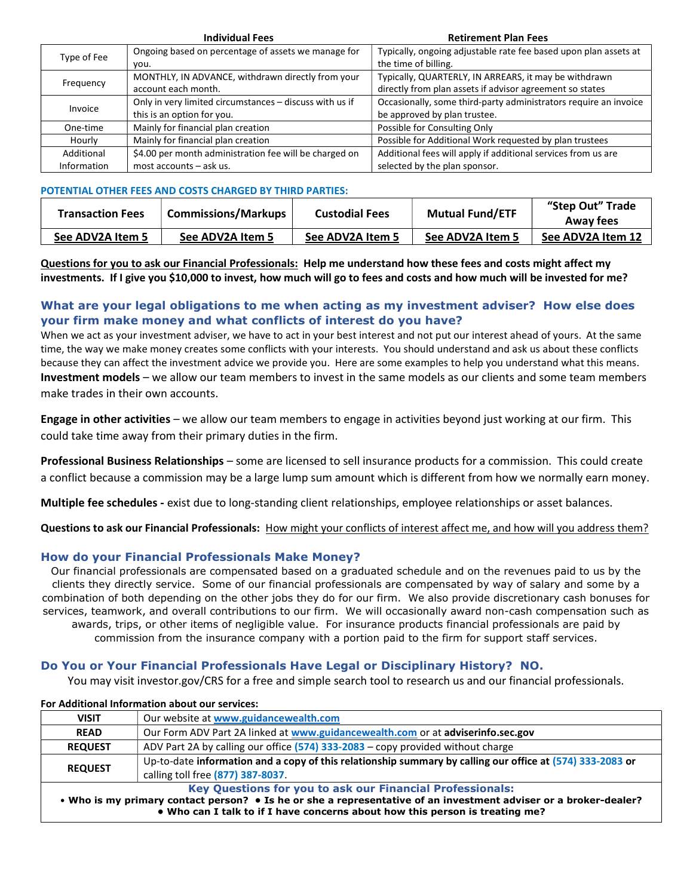| | Individual Fees | Retirement Plan Fees |
|---|---|---|
| Type of Fee | Ongoing based on percentage of assets we manage for you. | Typically, ongoing adjustable rate fee based upon plan assets at the time of billing. |
| Frequency | MONTHLY, IN ADVANCE, withdrawn directly from your account each month. | Typically, QUARTERLY, IN ARREARS, it may be withdrawn directly from plan assets if advisor agreement so states |
| Invoice | Only in very limited circumstances – discuss with us if this is an option for you. | Occasionally, some third-party administrators require an invoice be approved by plan trustee. |
| One-time | Mainly for financial plan creation | Possible for Consulting Only |
| Hourly | Mainly for financial plan creation | Possible for Additional Work requested by plan trustees |
| Additional Information | $4.00 per month administration fee will be charged on most accounts – ask us. | Additional fees will apply if additional services from us are selected by the plan sponsor. |

**POTENTIAL OTHER FEES AND COSTS CHARGED BY THIRD PARTIES:**

| Transaction Fees | Commissions/Markups | Custodial Fees | Mutual Fund/ETF | "Step Out" Trade Away fees |
|---|---|---|---|---|
| See ADV2A Item 5 | See ADV2A Item 5 | See ADV2A Item 5 | See ADV2A Item 5 | See ADV2A Item 12 |

**Questions for you to ask our Financial Professionals: Help me understand how these fees and costs might affect my investments. If I give you $10,000 to invest, how much will go to fees and costs and how much will be invested for me?**

## What are your legal obligations to me when acting as my investment adviser? How else does your firm make money and what conflicts of interest do you have?

When we act as your investment adviser, we have to act in your best interest and not put our interest ahead of yours. At the same time, the way we make money creates some conflicts with your interests. You should understand and ask us about these conflicts because they can affect the investment advice we provide you. Here are some examples to help you understand what this means.

**Investment models** – we allow our team members to invest in the same models as our clients and some team members make trades in their own accounts.

**Engage in other activities** – we allow our team members to engage in activities beyond just working at our firm. This could take time away from their primary duties in the firm.

**Professional Business Relationships** – some are licensed to sell insurance products for a commission. This could create a conflict because a commission may be a large lump sum amount which is different from how we normally earn money.

**Multiple fee schedules -** exist due to long-standing client relationships, employee relationships or asset balances.

**Questions to ask our Financial Professionals:** How might your conflicts of interest affect me, and how will you address them?

## How do your Financial Professionals Make Money?

Our financial professionals are compensated based on a graduated schedule and on the revenues paid to us by the clients they directly service. Some of our financial professionals are compensated by way of salary and some by a combination of both depending on the other jobs they do for our firm. We also provide discretionary cash bonuses for services, teamwork, and overall contributions to our firm. We will occasionally award non-cash compensation such as awards, trips, or other items of negligible value. For insurance products financial professionals are paid by commission from the insurance company with a portion paid to the firm for support staff services.

## Do You or Your Financial Professionals Have Legal or Disciplinary History? NO.

You may visit investor.gov/CRS for a free and simple search tool to research us and our financial professionals.

**For Additional Information about our services:**

| | |
|---|---|
| **VISIT** | Our website at **www.guidancewealth.com** |
| **READ** | Our Form ADV Part 2A linked at **www.guidancewealth.com** or at **adviserinfo.sec.gov** |
| **REQUEST** | ADV Part 2A by calling our office **(574) 333-2083** – copy provided without charge |
| **REQUEST** | Up-to-date **information and a copy of this relationship summary by calling our office at (574) 333-2083 or** calling toll free **(877) 387-8037**. |

**Key Questions for you to ask our Financial Professionals:**

**• Who is my primary contact person? • Is he or she a representative of an investment adviser or a broker-dealer? • Who can I talk to if I have concerns about how this person is treating me?**